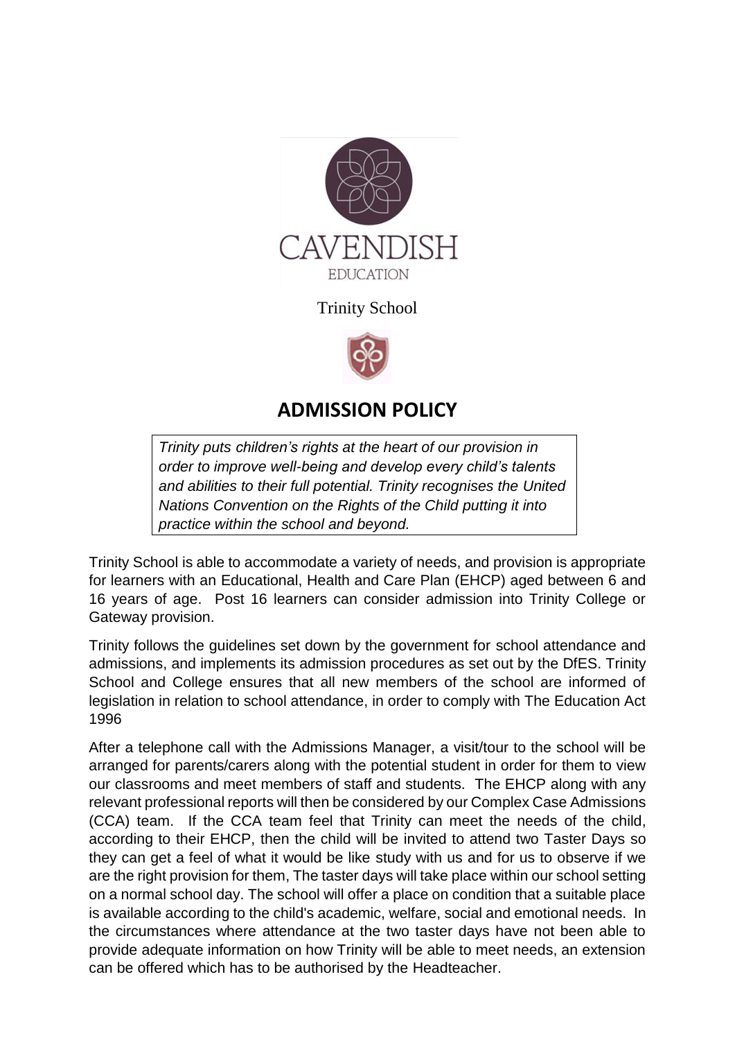CAVENDISH

EDUCATION

Trinity School

# ADMISSION POLICY

> *Trinity puts children's rights at the heart of our provision in order to improve well-being and develop every child's talents and abilities to their full potential. Trinity recognises the United Nations Convention on the Rights of the Child putting it into practice within the school and beyond.*

Trinity School is able to accommodate a variety of needs, and provision is appropriate for learners with an Educational, Health and Care Plan (EHCP) aged between 6 and 16 years of age. Post 16 learners can consider admission into Trinity College or Gateway provision.

Trinity follows the guidelines set down by the government for school attendance and admissions, and implements its admission procedures as set out by the DfES. Trinity School and College ensures that all new members of the school are informed of legislation in relation to school attendance, in order to comply with The Education Act 1996

After a telephone call with the Admissions Manager, a visit/tour to the school will be arranged for parents/carers along with the potential student in order for them to view our classrooms and meet members of staff and students. The EHCP along with any relevant professional reports will then be considered by our Complex Case Admissions (CCA) team. If the CCA team feel that Trinity can meet the needs of the child, according to their EHCP, then the child will be invited to attend two Taster Days so they can get a feel of what it would be like study with us and for us to observe if we are the right provision for them, The taster days will take place within our school setting on a normal school day. The school will offer a place on condition that a suitable place is available according to the child's academic, welfare, social and emotional needs. In the circumstances where attendance at the two taster days have not been able to provide adequate information on how Trinity will be able to meet needs, an extension can be offered which has to be authorised by the Headteacher.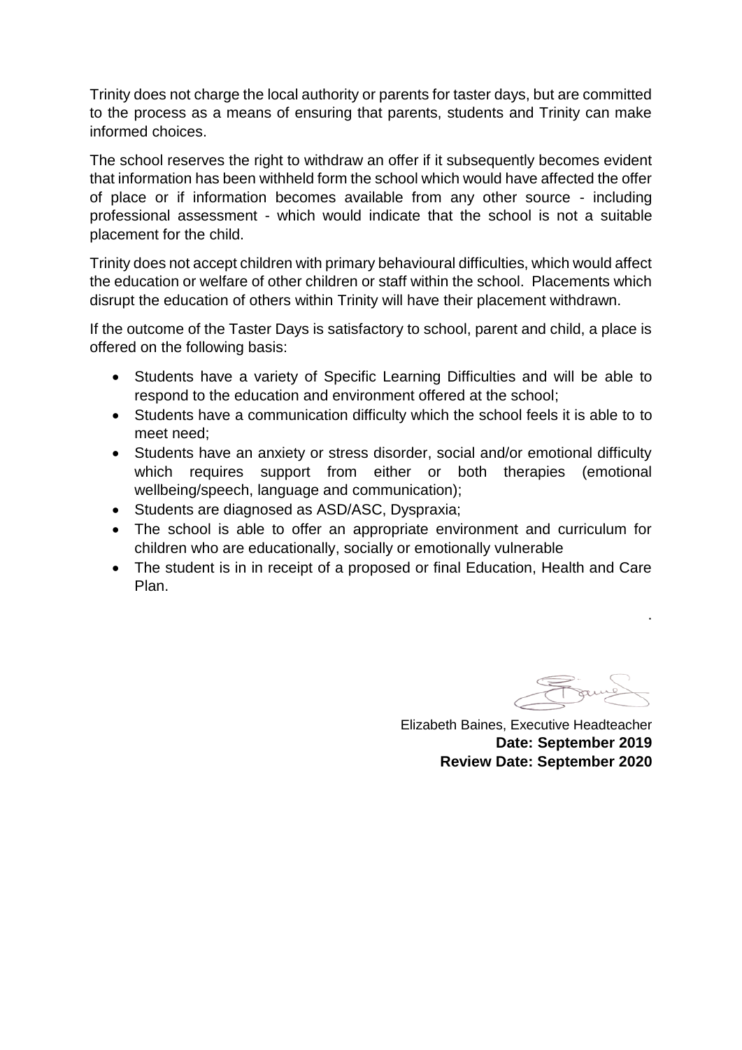Trinity does not charge the local authority or parents for taster days, but are committed to the process as a means of ensuring that parents, students and Trinity can make informed choices.

The school reserves the right to withdraw an offer if it subsequently becomes evident that information has been withheld form the school which would have affected the offer of place or if information becomes available from any other source - including professional assessment - which would indicate that the school is not a suitable placement for the child.

Trinity does not accept children with primary behavioural difficulties, which would affect the education or welfare of other children or staff within the school. Placements which disrupt the education of others within Trinity will have their placement withdrawn.

If the outcome of the Taster Days is satisfactory to school, parent and child, a place is offered on the following basis:

- Students have a variety of Specific Learning Difficulties and will be able to respond to the education and environment offered at the school;
- Students have a communication difficulty which the school feels it is able to to meet need;
- Students have an anxiety or stress disorder, social and/or emotional difficulty which requires support from either or both therapies (emotional wellbeing/speech, language and communication);
- Students are diagnosed as ASD/ASC, Dyspraxia;
- The school is able to offer an appropriate environment and curriculum for children who are educationally, socially or emotionally vulnerable
- The student is in in receipt of a proposed or final Education, Health and Care Plan.

.

Elizabeth Baines, Executive Headteacher
**Date: September 2019**
**Review Date: September 2020**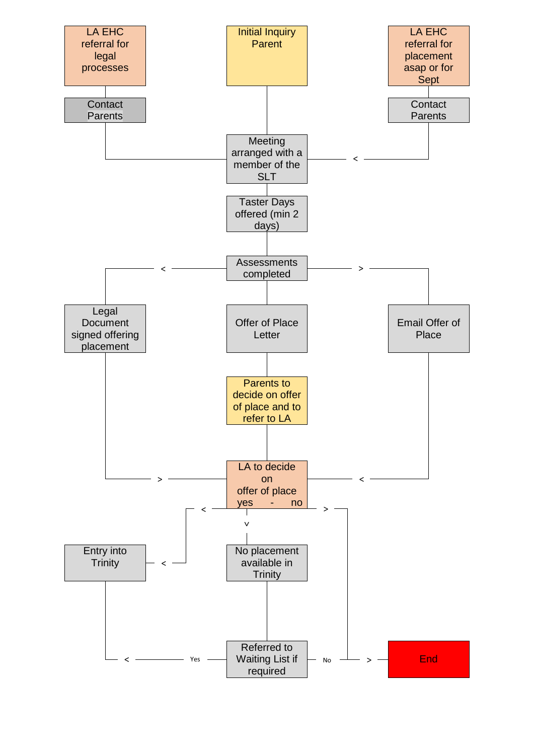LA EHC referral for legal processes

Contact Parents

Initial Inquiry Parent

LA EHC referral for placement asap or for Sept

Contact Parents

Meeting arranged with a member of the SLT

Taster Days offered (min 2 days)

Assessments completed

Legal Document signed offering placement

Offer of Place Letter

Email Offer of Place

Parents to decide on offer of place and to refer to LA

LA to decide on offer of place yes - no

Entry into Trinity

No placement available in Trinity

Referred to Waiting List if required

Yes

No

End